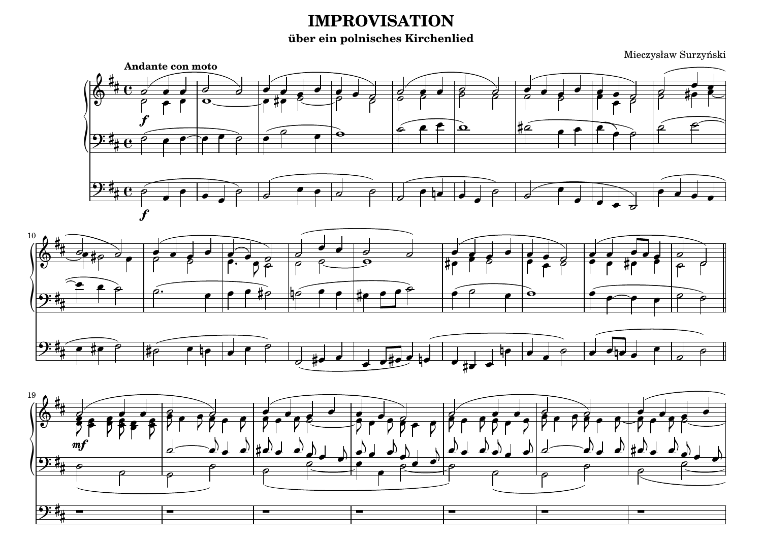# IMPROVISATION

## über ein polnisches Kirchenlied

Mieczysław Surzyński

**Andante con moto**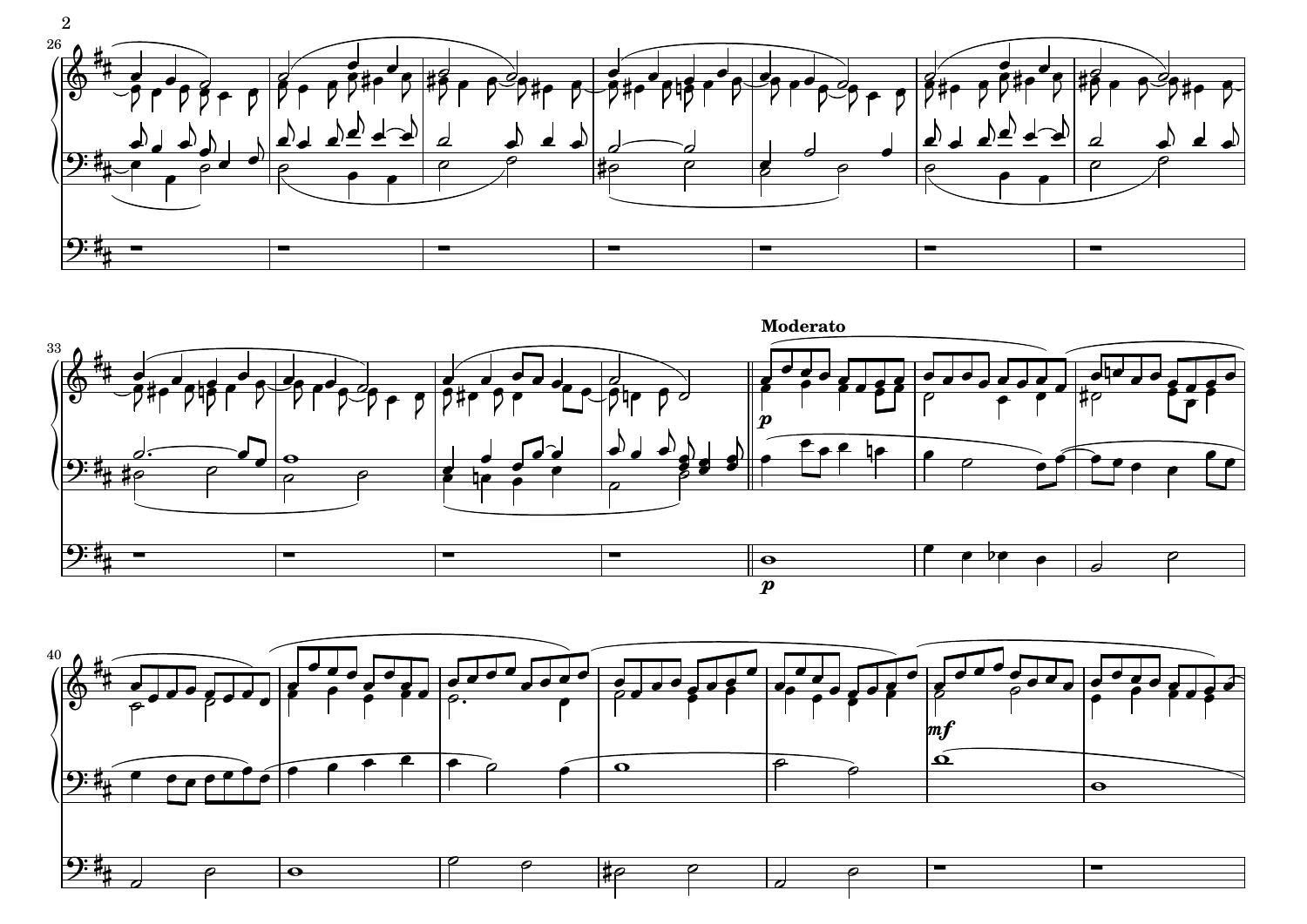**Moderato**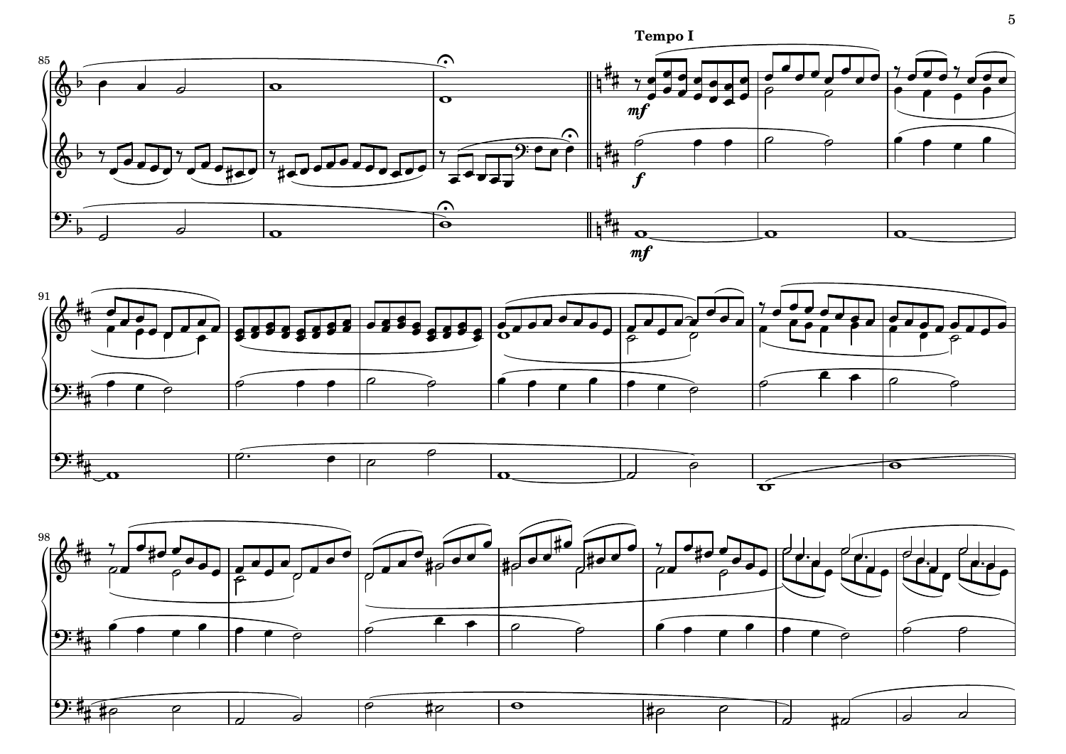**Tempo I**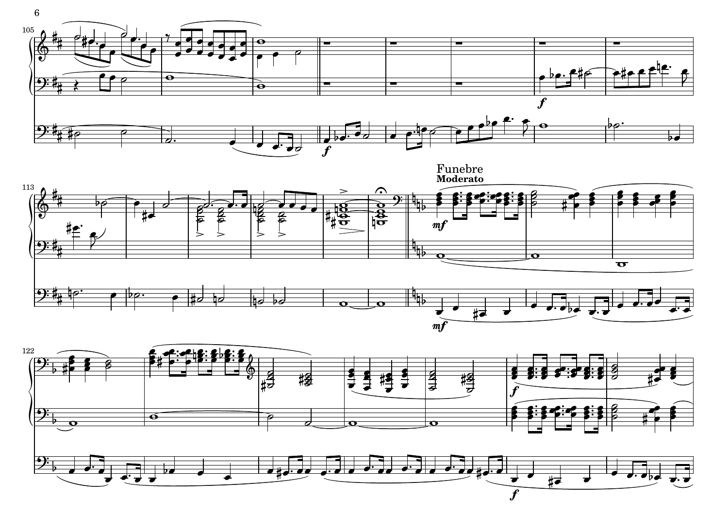Funebre

**Moderato**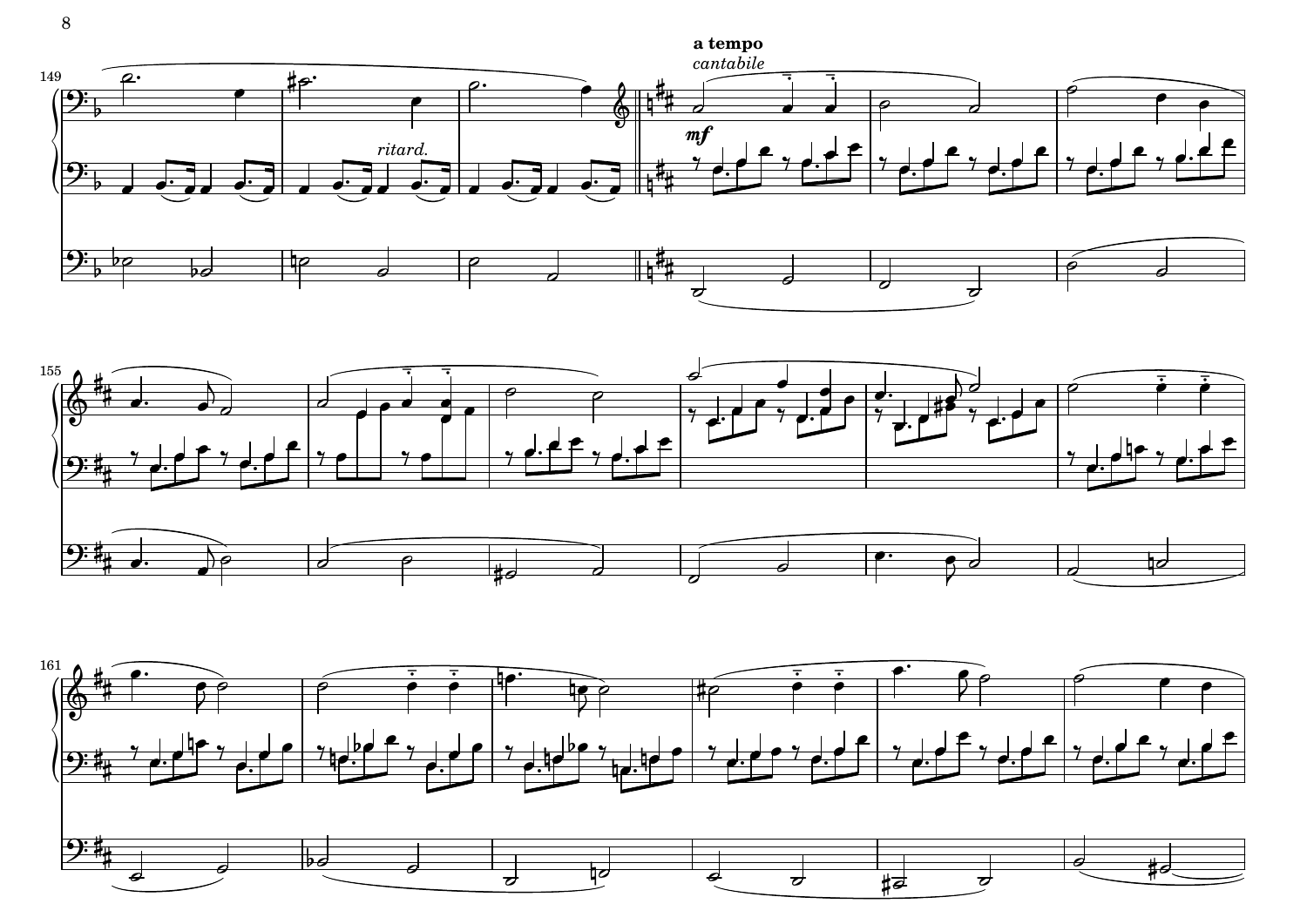**a tempo**

*cantabile*

*ritard.*

*mf*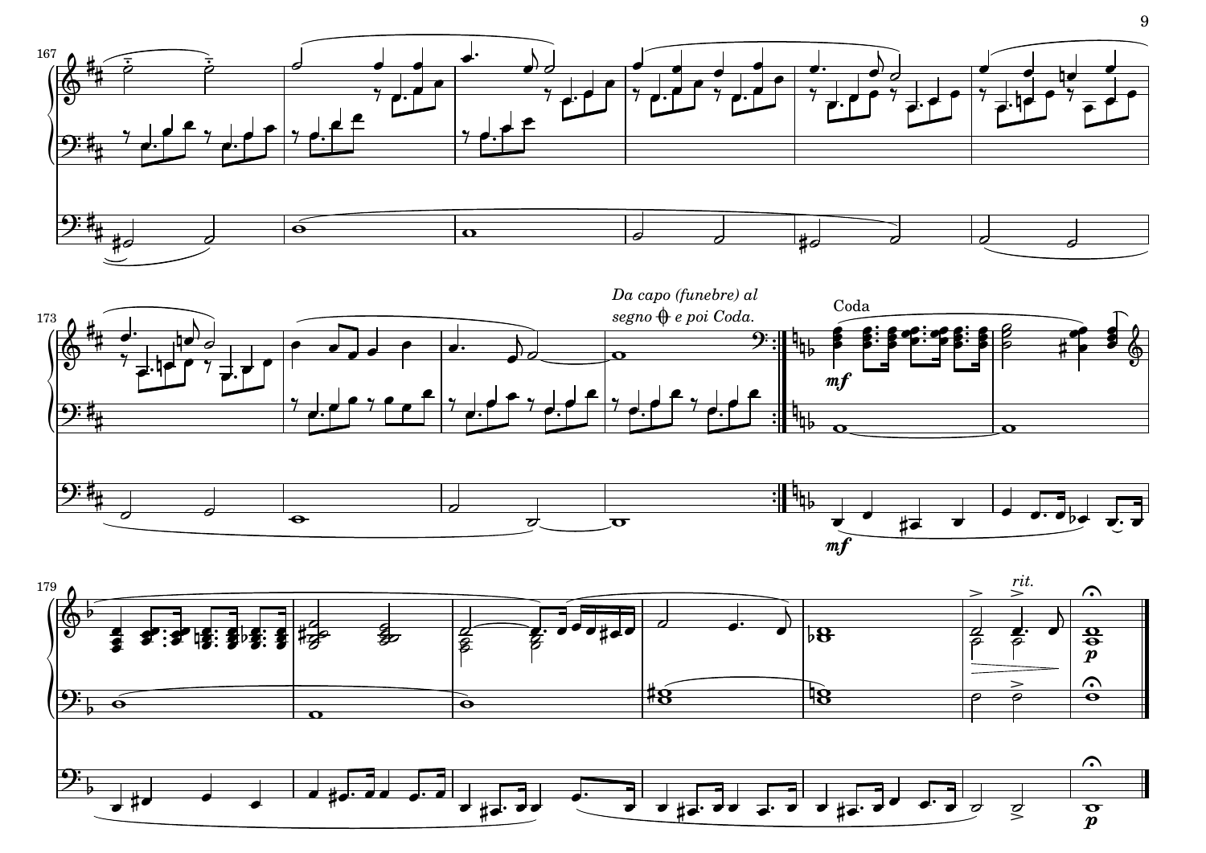*Da capo (funebre) al segno 𝄌 e poi Coda.*

Coda

*rit.*